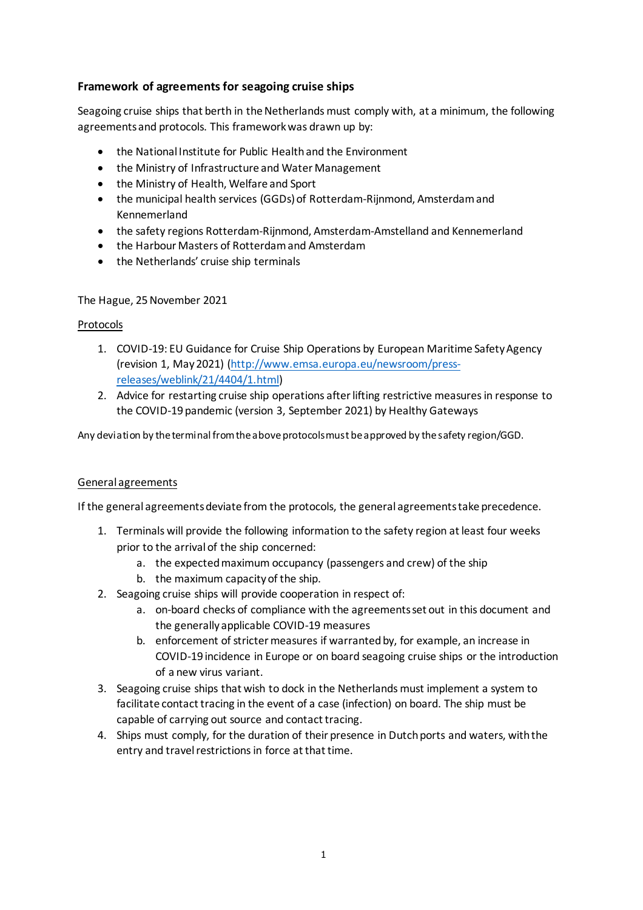## Framework of agreements for seagoing cruise ships

Seagoing cruise ships that berth in the Netherlands must comply with, at a minimum, the following agreements and protocols. This framework was drawn up by:

- the National Institute for Public Health and the Environment
- the Ministry of Infrastructure and Water Management
- the Ministry of Health, Welfare and Sport
- the municipal health services (GGDs) of Rotterdam-Rijnmond, Amsterdam and Kennemerland
- the safety regions Rotterdam-Rijnmond, Amsterdam-Amstelland and Kennemerland
- the Harbour Masters of Rotterdam and Amsterdam
- the Netherlands' cruise ship terminals

The Hague, 25 November 2021

### Protocols

1. COVID-19: EU Guidance for Cruise Ship Operations by European Maritime Safety Agency (revision 1, May 2021) (http://www.emsa.europa.eu/newsroom/press-releases/weblink/21/4404/1.html)
2. Advice for restarting cruise ship operations after lifting restrictive measures in response to the COVID-19 pandemic (version 3, September 2021) by Healthy Gateways

Any deviation by the terminal from the above protocols must be approved by the safety region/GGD.

### General agreements

If the general agreements deviate from the protocols, the general agreements take precedence.

1. Terminals will provide the following information to the safety region at least four weeks prior to the arrival of the ship concerned:
    a. the expected maximum occupancy (passengers and crew) of the ship
    b. the maximum capacity of the ship.
2. Seagoing cruise ships will provide cooperation in respect of:
    a. on-board checks of compliance with the agreements set out in this document and the generally applicable COVID-19 measures
    b. enforcement of stricter measures if warranted by, for example, an increase in COVID-19 incidence in Europe or on board seagoing cruise ships or the introduction of a new virus variant.
3. Seagoing cruise ships that wish to dock in the Netherlands must implement a system to facilitate contact tracing in the event of a case (infection) on board. The ship must be capable of carrying out source and contact tracing.
4. Ships must comply, for the duration of their presence in Dutch ports and waters, with the entry and travel restrictions in force at that time.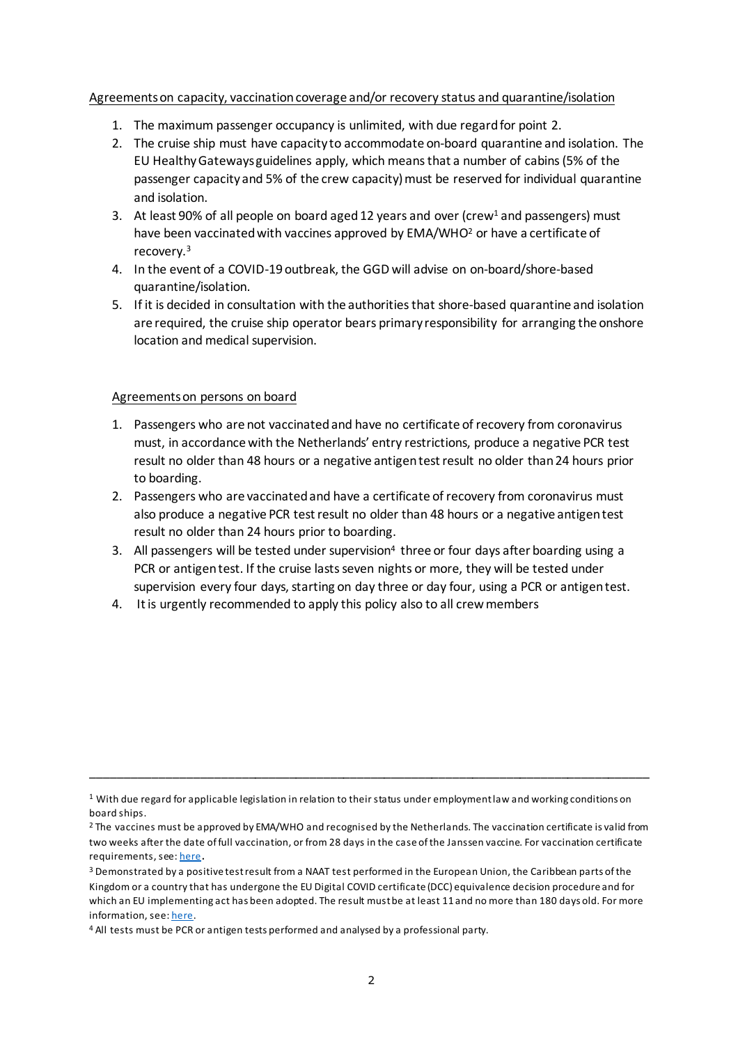Agreements on capacity, vaccination coverage and/or recovery status and quarantine/isolation

1. The maximum passenger occupancy is unlimited, with due regard for point 2.
2. The cruise ship must have capacity to accommodate on-board quarantine and isolation. The EU Healthy Gateways guidelines apply, which means that a number of cabins (5% of the passenger capacity and 5% of the crew capacity) must be reserved for individual quarantine and isolation.
3. At least 90% of all people on board aged 12 years and over (crew[1] and passengers) must have been vaccinated with vaccines approved by EMA/WHO[2] or have a certificate of recovery.[3]
4. In the event of a COVID-19 outbreak, the GGD will advise on on-board/shore-based quarantine/isolation.
5. If it is decided in consultation with the authorities that shore-based quarantine and isolation are required, the cruise ship operator bears primary responsibility for arranging the onshore location and medical supervision.

Agreements on persons on board

1. Passengers who are not vaccinated and have no certificate of recovery from coronavirus must, in accordance with the Netherlands' entry restrictions, produce a negative PCR test result no older than 48 hours or a negative antigen test result no older than 24 hours prior to boarding.
2. Passengers who are vaccinated and have a certificate of recovery from coronavirus must also produce a negative PCR test result no older than 48 hours or a negative antigen test result no older than 24 hours prior to boarding.
3. All passengers will be tested under supervision[4] three or four days after boarding using a PCR or antigen test. If the cruise lasts seven nights or more, they will be tested under supervision every four days, starting on day three or day four, using a PCR or antigen test.
4. It is urgently recommended to apply this policy also to all crew members

---

[1] With due regard for applicable legislation in relation to their status under employment law and working conditions on board ships.

[2] The vaccines must be approved by EMA/WHO and recognised by the Netherlands. The vaccination certificate is valid from two weeks after the date of full vaccination, or from 28 days in the case of the Janssen vaccine. For vaccination certificate requirements, see: here.

[3] Demonstrated by a positive test result from a NAAT test performed in the European Union, the Caribbean parts of the Kingdom or a country that has undergone the EU Digital COVID certificate (DCC) equivalence decision procedure and for which an EU implementing act has been adopted. The result must be at least 11 and no more than 180 days old. For more information, see: here.

[4] All tests must be PCR or antigen tests performed and analysed by a professional party.